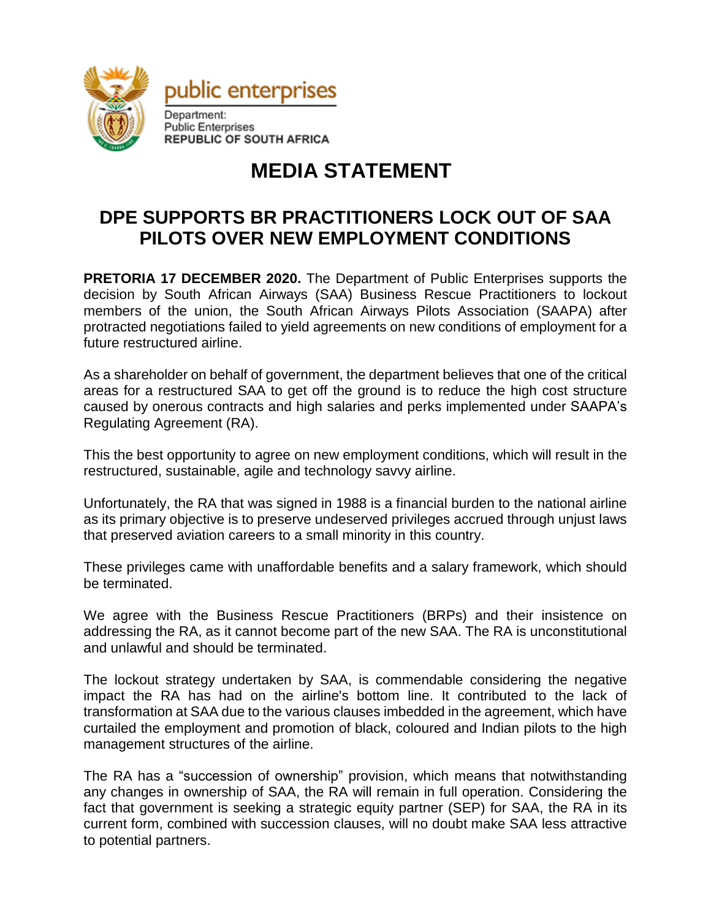public enterprises

Department:
Public Enterprises
REPUBLIC OF SOUTH AFRICA

# MEDIA STATEMENT

## DPE SUPPORTS BR PRACTITIONERS LOCK OUT OF SAA PILOTS OVER NEW EMPLOYMENT CONDITIONS

**PRETORIA 17 DECEMBER 2020.** The Department of Public Enterprises supports the decision by South African Airways (SAA) Business Rescue Practitioners to lockout members of the union, the South African Airways Pilots Association (SAAPA) after protracted negotiations failed to yield agreements on new conditions of employment for a future restructured airline.

As a shareholder on behalf of government, the department believes that one of the critical areas for a restructured SAA to get off the ground is to reduce the high cost structure caused by onerous contracts and high salaries and perks implemented under SAAPA's Regulating Agreement (RA).

This the best opportunity to agree on new employment conditions, which will result in the restructured, sustainable, agile and technology savvy airline.

Unfortunately, the RA that was signed in 1988 is a financial burden to the national airline as its primary objective is to preserve undeserved privileges accrued through unjust laws that preserved aviation careers to a small minority in this country.

These privileges came with unaffordable benefits and a salary framework, which should be terminated.

We agree with the Business Rescue Practitioners (BRPs) and their insistence on addressing the RA, as it cannot become part of the new SAA. The RA is unconstitutional and unlawful and should be terminated.

The lockout strategy undertaken by SAA, is commendable considering the negative impact the RA has had on the airline's bottom line. It contributed to the lack of transformation at SAA due to the various clauses imbedded in the agreement, which have curtailed the employment and promotion of black, coloured and Indian pilots to the high management structures of the airline.

The RA has a "succession of ownership" provision, which means that notwithstanding any changes in ownership of SAA, the RA will remain in full operation. Considering the fact that government is seeking a strategic equity partner (SEP) for SAA, the RA in its current form, combined with succession clauses, will no doubt make SAA less attractive to potential partners.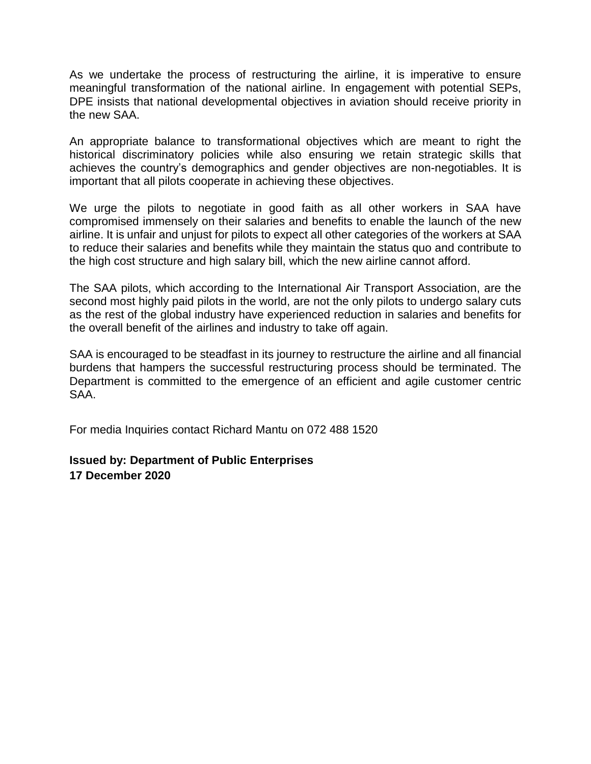As we undertake the process of restructuring the airline, it is imperative to ensure meaningful transformation of the national airline. In engagement with potential SEPs, DPE insists that national developmental objectives in aviation should receive priority in the new SAA.

An appropriate balance to transformational objectives which are meant to right the historical discriminatory policies while also ensuring we retain strategic skills that achieves the country's demographics and gender objectives are non-negotiables. It is important that all pilots cooperate in achieving these objectives.

We urge the pilots to negotiate in good faith as all other workers in SAA have compromised immensely on their salaries and benefits to enable the launch of the new airline. It is unfair and unjust for pilots to expect all other categories of the workers at SAA to reduce their salaries and benefits while they maintain the status quo and contribute to the high cost structure and high salary bill, which the new airline cannot afford.

The SAA pilots, which according to the International Air Transport Association, are the second most highly paid pilots in the world, are not the only pilots to undergo salary cuts as the rest of the global industry have experienced reduction in salaries and benefits for the overall benefit of the airlines and industry to take off again.

SAA is encouraged to be steadfast in its journey to restructure the airline and all financial burdens that hampers the successful restructuring process should be terminated. The Department is committed to the emergence of an efficient and agile customer centric SAA.

For media Inquiries contact Richard Mantu on 072 488 1520

**Issued by: Department of Public Enterprises**
**17 December 2020**